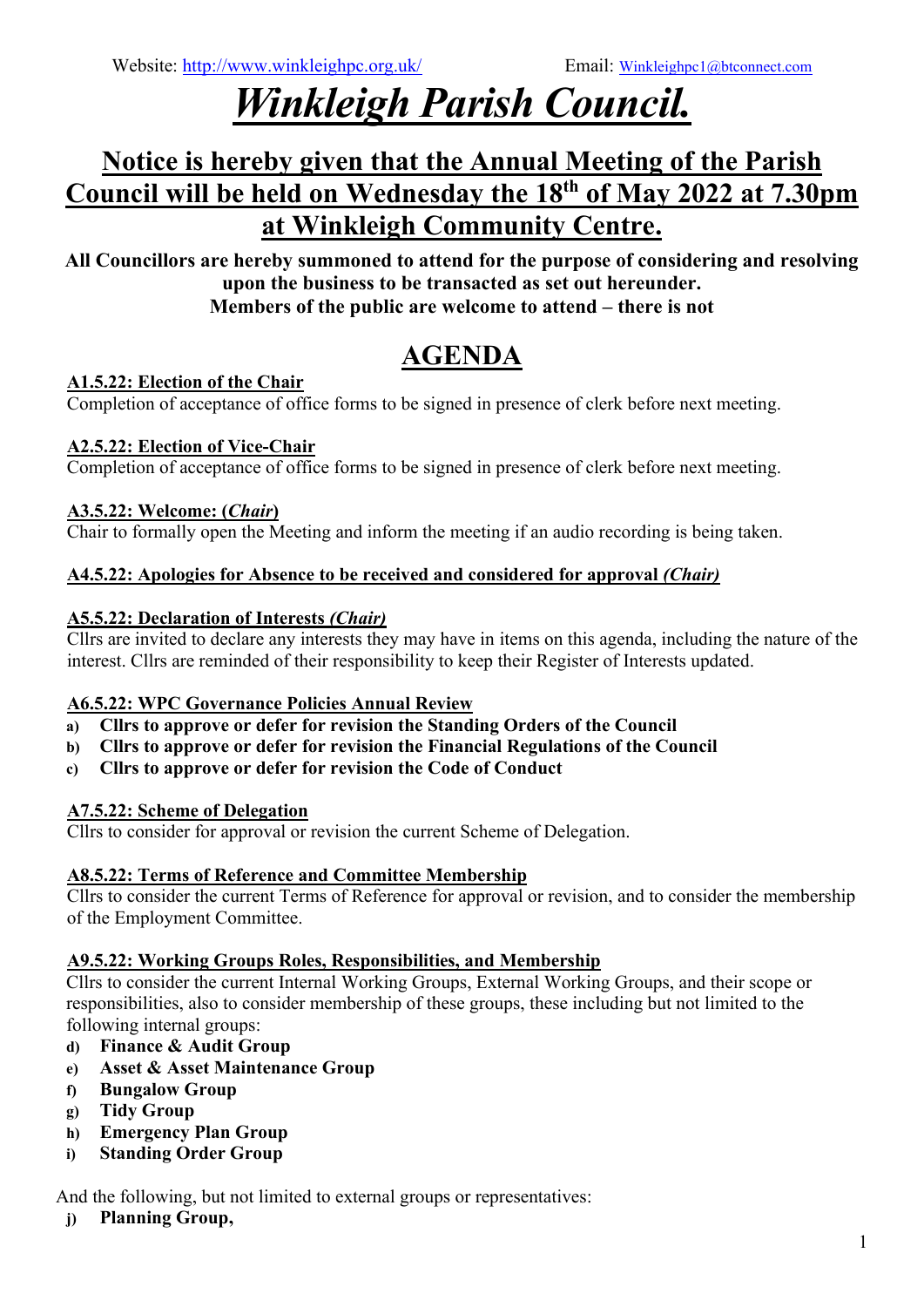Website: http://www.winkleighpc.org.uk/ Email: Winkleighpc1@btconnect.com

# *Winkleigh Parish Council.*

## Notice is hereby given that the Annual Meeting of the Parish Council will be held on Wednesday the 18th of May 2022 at 7.30pm at Winkleigh Community Centre.

**All Councillors are hereby summoned to attend for the purpose of considering and resolving upon the business to be transacted as set out hereunder.**
**Members of the public are welcome to attend – there is not**

## AGENDA

**A1.5.22: Election of the Chair**
Completion of acceptance of office forms to be signed in presence of clerk before next meeting.

**A2.5.22: Election of Vice-Chair**
Completion of acceptance of office forms to be signed in presence of clerk before next meeting.

**A3.5.22: Welcome: (*Chair*)**
Chair to formally open the Meeting and inform the meeting if an audio recording is being taken.

**A4.5.22: Apologies for Absence to be received and considered for approval *(Chair)***

**A5.5.22: Declaration of Interests *(Chair)***
Cllrs are invited to declare any interests they may have in items on this agenda, including the nature of the interest. Cllrs are reminded of their responsibility to keep their Register of Interests updated.

**A6.5.22: WPC Governance Policies Annual Review**

a) **Cllrs to approve or defer for revision the Standing Orders of the Council**
b) **Cllrs to approve or defer for revision the Financial Regulations of the Council**
c) **Cllrs to approve or defer for revision the Code of Conduct**

**A7.5.22: Scheme of Delegation**
Cllrs to consider for approval or revision the current Scheme of Delegation.

**A8.5.22: Terms of Reference and Committee Membership**
Cllrs to consider the current Terms of Reference for approval or revision, and to consider the membership of the Employment Committee.

**A9.5.22: Working Groups Roles, Responsibilities, and Membership**
Cllrs to consider the current Internal Working Groups, External Working Groups, and their scope or responsibilities, also to consider membership of these groups, these including but not limited to the following internal groups:

d) **Finance & Audit Group**
e) **Asset & Asset Maintenance Group**
f) **Bungalow Group**
g) **Tidy Group**
h) **Emergency Plan Group**
i) **Standing Order Group**

And the following, but not limited to external groups or representatives:

j) **Planning Group,**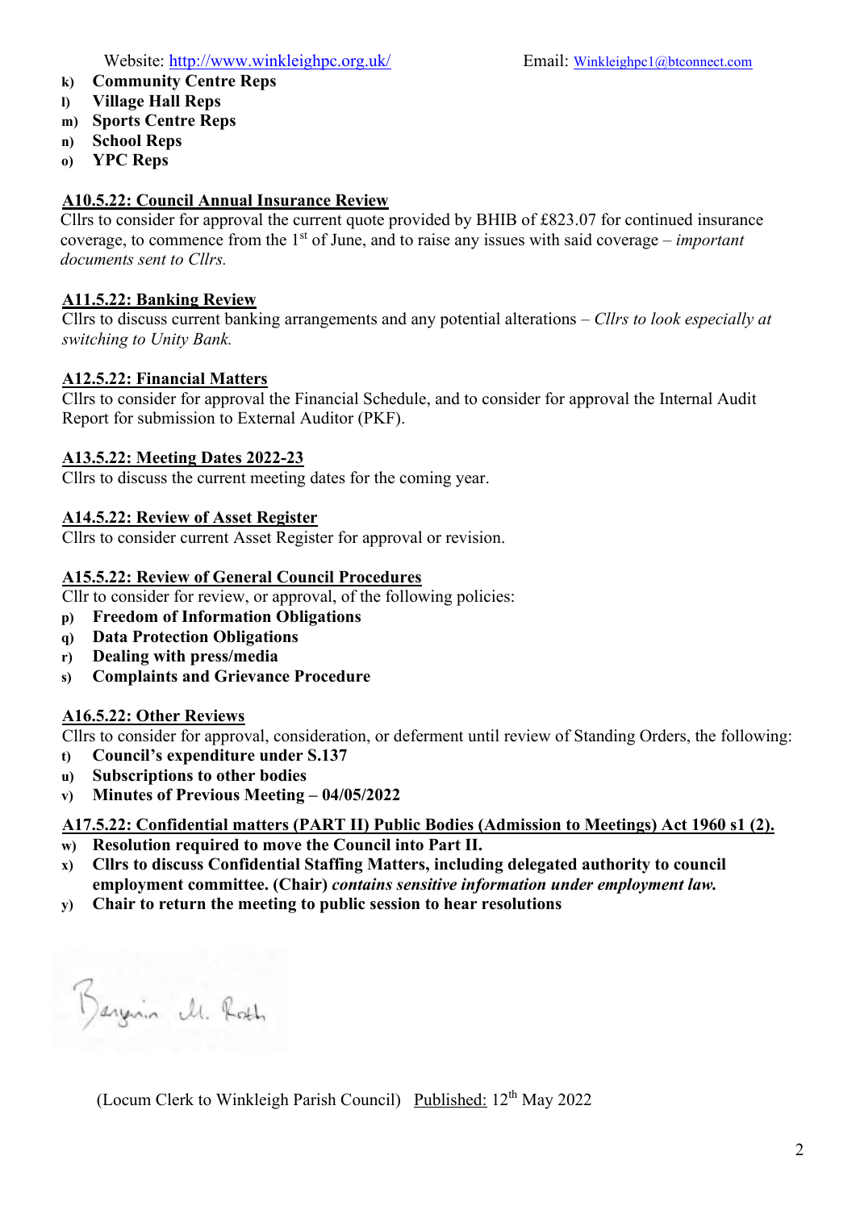Website: http://www.winkleighpc.org.uk/ Email: Winkleighpc1@btconnect.com

- k) **Community Centre Reps**
- l) **Village Hall Reps**
- m) **Sports Centre Reps**
- n) **School Reps**
- o) **YPC Reps**

**A10.5.22: Council Annual Insurance Review**

Cllrs to consider for approval the current quote provided by BHIB of £823.07 for continued insurance coverage, to commence from the 1st of June, and to raise any issues with said coverage – *important documents sent to Cllrs.*

**A11.5.22: Banking Review**

Cllrs to discuss current banking arrangements and any potential alterations – *Cllrs to look especially at switching to Unity Bank.*

**A12.5.22: Financial Matters**

Cllrs to consider for approval the Financial Schedule, and to consider for approval the Internal Audit Report for submission to External Auditor (PKF).

**A13.5.22: Meeting Dates 2022-23**

Cllrs to discuss the current meeting dates for the coming year.

**A14.5.22: Review of Asset Register**

Cllrs to consider current Asset Register for approval or revision.

**A15.5.22: Review of General Council Procedures**

Cllr to consider for review, or approval, of the following policies:

- p) **Freedom of Information Obligations**
- q) **Data Protection Obligations**
- r) **Dealing with press/media**
- s) **Complaints and Grievance Procedure**

**A16.5.22: Other Reviews**

Cllrs to consider for approval, consideration, or deferment until review of Standing Orders, the following:

- t) **Council's expenditure under S.137**
- u) **Subscriptions to other bodies**
- v) **Minutes of Previous Meeting – 04/05/2022**

**A17.5.22: Confidential matters (PART II) Public Bodies (Admission to Meetings) Act 1960 s1 (2).**

- w) **Resolution required to move the Council into Part II.**
- x) **Cllrs to discuss Confidential Staffing Matters, including delegated authority to council employment committee. (Chair)** ***contains sensitive information under employment law.***
- y) **Chair to return the meeting to public session to hear resolutions**

Benjamin M. Roth

(Locum Clerk to Winkleigh Parish Council) Published: 12th May 2022